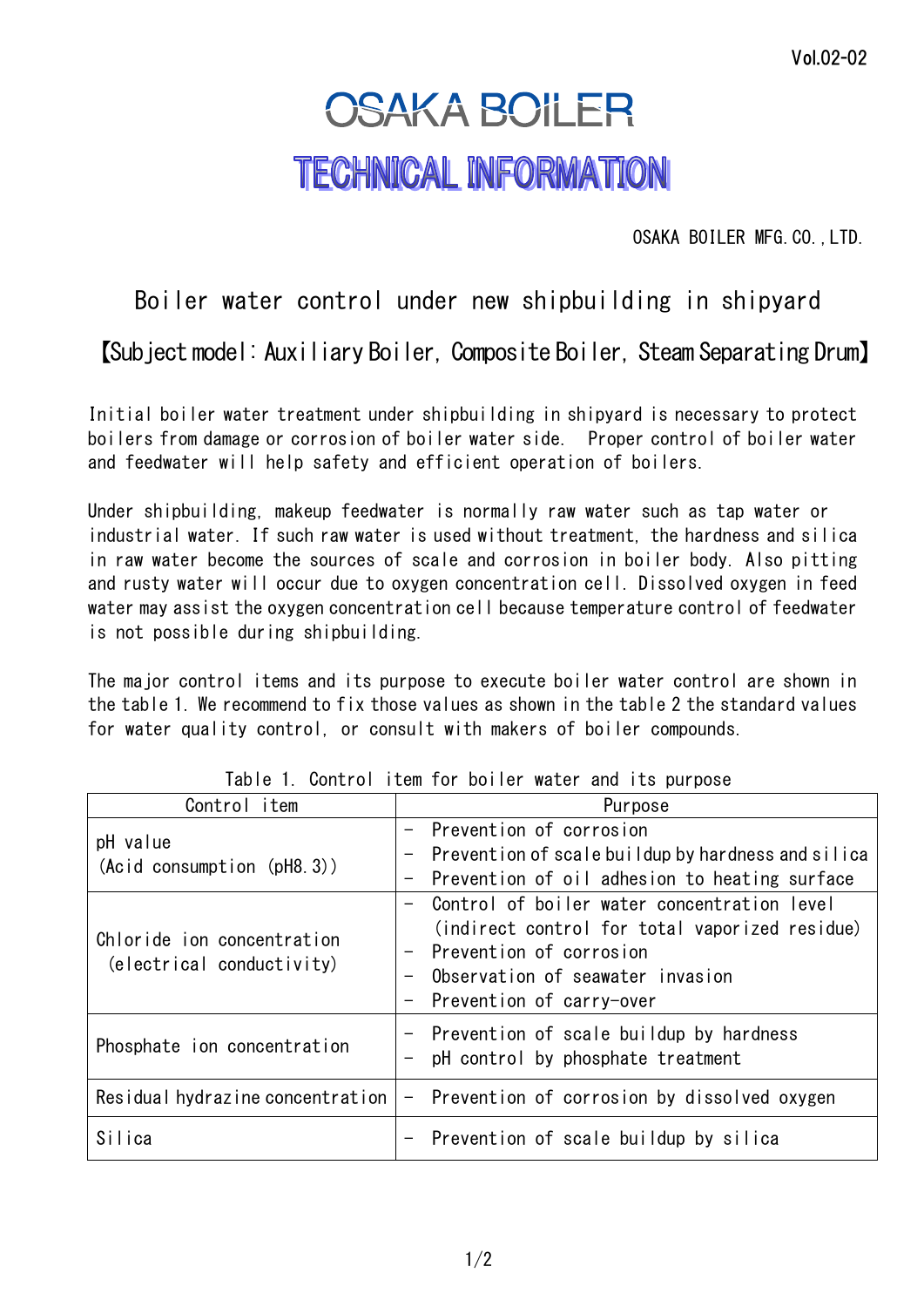Vol.02-02

# OSAKA BOILER
# TECHNICAL INFORMATION

OSAKA BOILER MFG.CO.,LTD.

## Boiler water control under new shipbuilding in shipyard

### 【Subject model：Auxiliary Boiler, Composite Boiler, Steam Separating Drum】

Initial boiler water treatment under shipbuilding in shipyard is necessary to protect boilers from damage or corrosion of boiler water side. Proper control of boiler water and feedwater will help safety and efficient operation of boilers.

Under shipbuilding, makeup feedwater is normally raw water such as tap water or industrial water. If such raw water is used without treatment, the hardness and silica in raw water become the sources of scale and corrosion in boiler body. Also pitting and rusty water will occur due to oxygen concentration cell. Dissolved oxygen in feed water may assist the oxygen concentration cell because temperature control of feedwater is not possible during shipbuilding.

The major control items and its purpose to execute boiler water control are shown in the table 1. We recommend to fix those values as shown in the table 2 the standard values for water quality control, or consult with makers of boiler compounds.

Table 1. Control item for boiler water and its purpose

| Control item | Purpose |
|---|---|
| pH value<br>(Acid consumption (pH8.3)) | - Prevention of corrosion<br>- Prevention of scale buildup by hardness and silica<br>- Prevention of oil adhesion to heating surface |
| Chloride ion concentration<br>(electrical conductivity) | - Control of boiler water concentration level (indirect control for total vaporized residue)<br>- Prevention of corrosion<br>- Observation of seawater invasion<br>- Prevention of carry-over |
| Phosphate ion concentration | - Prevention of scale buildup by hardness<br>- pH control by phosphate treatment |
| Residual hydrazine concentration | - Prevention of corrosion by dissolved oxygen |
| Silica | - Prevention of scale buildup by silica |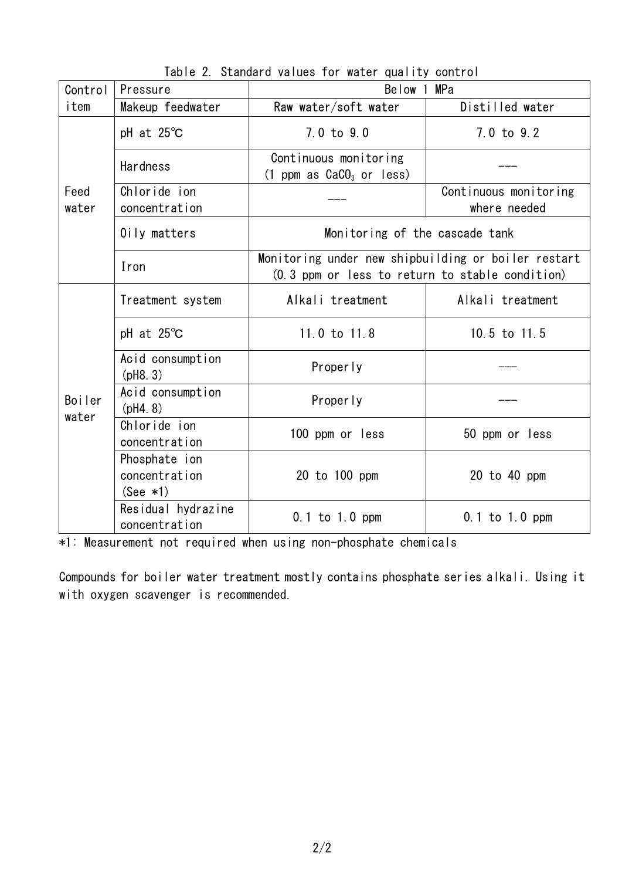Table 2. Standard values for water quality control

| Control item | Pressure | Below 1 MPa | |
|---|---|---|---|
| | Makeup feedwater | Raw water/soft water | Distilled water |
| Feed water | pH at 25℃ | 7.0 to 9.0 | 7.0 to 9.2 |
| | Hardness | Continuous monitoring (1 ppm as $CaCO_3$ or less) | --- |
| | Chloride ion concentration | --- | Continuous monitoring where needed |
| | Oily matters | Monitoring of the cascade tank | |
| | Iron | Monitoring under new shipbuilding or boiler restart (0.3 ppm or less to return to stable condition) | |
| Boiler water | Treatment system | Alkali treatment | Alkali treatment |
| | pH at 25℃ | 11.0 to 11.8 | 10.5 to 11.5 |
| | Acid consumption (pH8.3) | Properly | --- |
| | Acid consumption (pH4.8) | Properly | --- |
| | Chloride ion concentration | 100 ppm or less | 50 ppm or less |
| | Phosphate ion concentration (See *1) | 20 to 100 ppm | 20 to 40 ppm |
| | Residual hydrazine concentration | 0.1 to 1.0 ppm | 0.1 to 1.0 ppm |

*1: Measurement not required when using non-phosphate chemicals

Compounds for boiler water treatment mostly contains phosphate series alkali. Using it with oxygen scavenger is recommended.